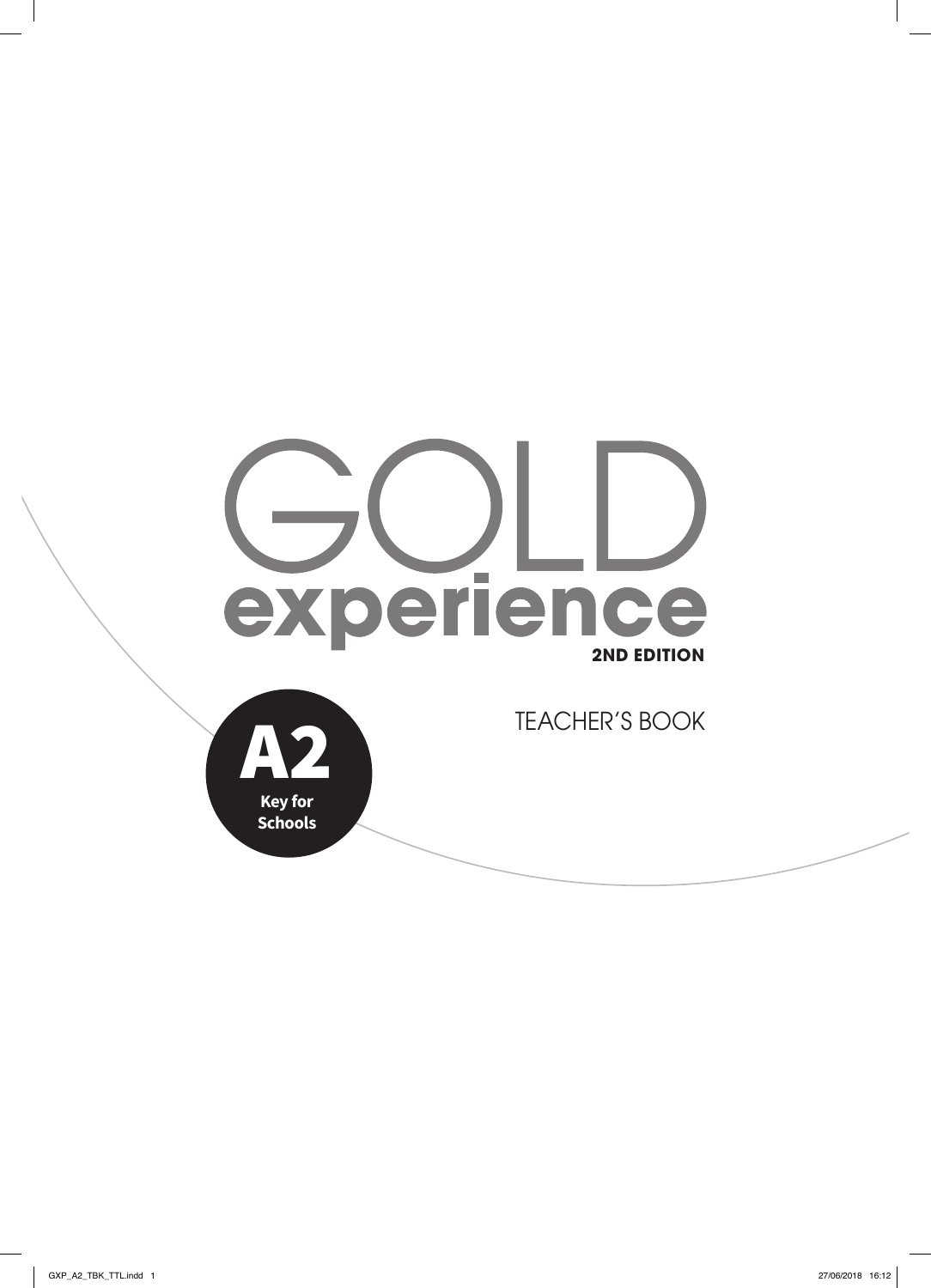# GOLD experience

**2ND EDITION**

TEACHER'S BOOK

**A2**

**Key for Schools**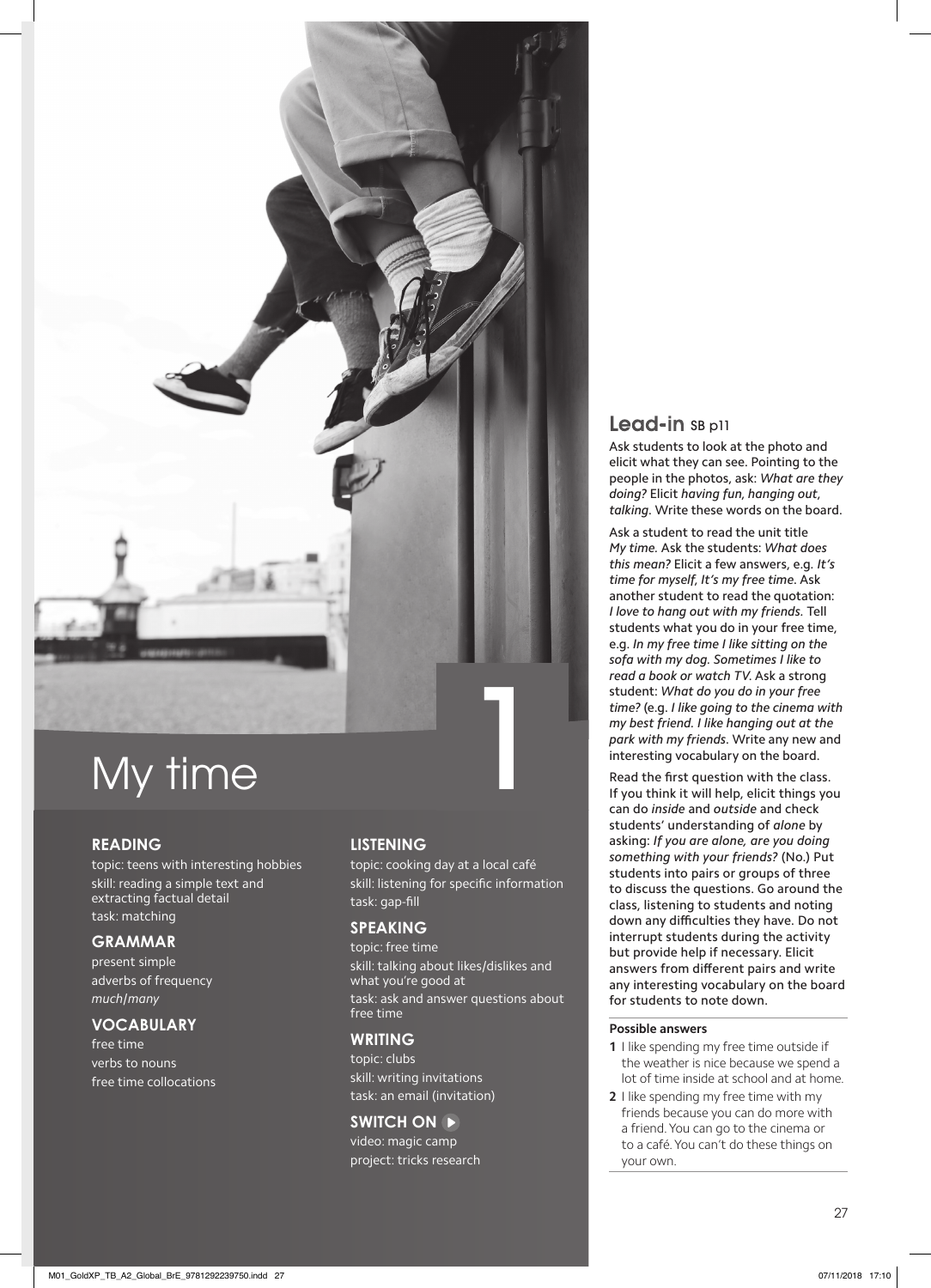# My time

# 1

**READING**

topic: teens with interesting hobbies
skill: reading a simple text and extracting factual detail
task: matching

**GRAMMAR**

present simple
adverbs of frequency
*much/many*

**VOCABULARY**

free time
verbs to nouns
free time collocations

**LISTENING**

topic: cooking day at a local café
skill: listening for specific information
task: gap-fill

**SPEAKING**

topic: free time
skill: talking about likes/dislikes and what you're good at
task: ask and answer questions about free time

**WRITING**

topic: clubs
skill: writing invitations
task: an email (invitation)

**SWITCH ON**

video: magic camp
project: tricks research

## Lead-in SB p11

Ask students to look at the photo and elicit what they can see. Pointing to the people in the photos, ask: *What are they doing?* Elicit *having fun, hanging out, talking.* Write these words on the board.

Ask a student to read the unit title *My time.* Ask the students: *What does this mean?* Elicit a few answers, e.g. *It's time for myself, It's my free time.* Ask another student to read the quotation: *I love to hang out with my friends.* Tell students what you do in your free time, e.g. *In my free time I like sitting on the sofa with my dog. Sometimes I like to read a book or watch TV.* Ask a strong student: *What do you do in your free time?* (e.g. *I like going to the cinema with my best friend. I like hanging out at the park with my friends.* Write any new and interesting vocabulary on the board.

Read the first question with the class. If you think it will help, elicit things you can do *inside* and *outside* and check students' understanding of *alone* by asking: *If you are alone, are you doing something with your friends?* (No.) Put students into pairs or groups of three to discuss the questions. Go around the class, listening to students and noting down any difficulties they have. Do not interrupt students during the activity but provide help if necessary. Elicit answers from different pairs and write any interesting vocabulary on the board for students to note down.

**Possible answers**

1. I like spending my free time outside if the weather is nice because we spend a lot of time inside at school and at home.
2. I like spending my free time with my friends because you can do more with a friend. You can go to the cinema or to a café. You can't do these things on your own.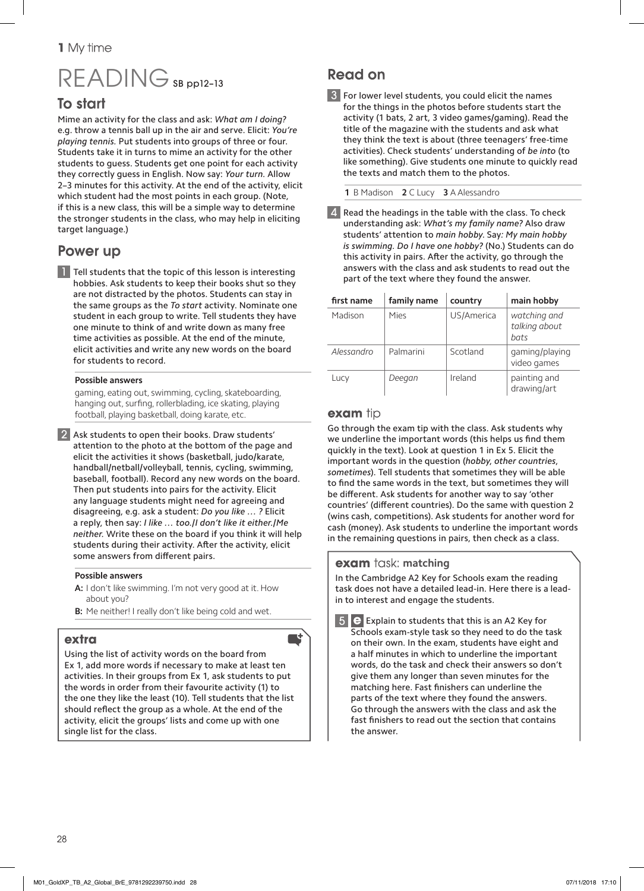# READING SB pp12–13

## To start

Mime an activity for the class and ask: *What am I doing?* e.g. throw a tennis ball up in the air and serve. Elicit: *You're playing tennis.* Put students into groups of three or four. Students take it in turns to mime an activity for the other students to guess. Students get one point for each activity they correctly guess in English. Now say: *Your turn.* Allow 2–3 minutes for this activity. At the end of the activity, elicit which student had the most points in each group. (Note, if this is a new class, this will be a simple way to determine the stronger students in the class, who may help in eliciting target language.)

## Power up

**1** Tell students that the topic of this lesson is interesting hobbies. Ask students to keep their books shut so they are not distracted by the photos. Students can stay in the same groups as the *To start* activity. Nominate one student in each group to write. Tell students they have one minute to think of and write down as many free time activities as possible. At the end of the minute, elicit activities and write any new words on the board for students to record.

**Possible answers**

gaming, eating out, swimming, cycling, skateboarding, hanging out, surfing, rollerblading, ice skating, playing football, playing basketball, doing karate, etc.

**2** Ask students to open their books. Draw students' attention to the photo at the bottom of the page and elicit the activities it shows (basketball, judo/karate, handball/netball/volleyball, tennis, cycling, swimming, baseball, football). Record any new words on the board. Then put students into pairs for the activity. Elicit any language students might need for agreeing and disagreeing, e.g. ask a student: *Do you like … ?* Elicit a reply, then say: *I like … too./I don't like it either./Me neither.* Write these on the board if you think it will help students during their activity. After the activity, elicit some answers from different pairs.

**Possible answers**

**A:** I don't like swimming. I'm not very good at it. How about you?
**B:** Me neither! I really don't like being cold and wet.

### extra

Using the list of activity words on the board from Ex 1, add more words if necessary to make at least ten activities. In their groups from Ex 1, ask students to put the words in order from their favourite activity (1) to the one they like the least (10). Tell students that the list should reflect the group as a whole. At the end of the activity, elicit the groups' lists and come up with one single list for the class.

## Read on

**3** For lower level students, you could elicit the names for the things in the photos before students start the activity (1 bats, 2 art, 3 video games/gaming). Read the title of the magazine with the students and ask what they think the text is about (three teenagers' free-time activities). Check students' understanding of *be into* (to like something). Give students one minute to quickly read the texts and match them to the photos.

**1** B Madison **2** C Lucy **3** A Alessandro

**4** Read the headings in the table with the class. To check understanding ask: *What's my family name?* Also draw students' attention to *main hobby*. Say: *My main hobby is swimming. Do I have one hobby?* (No.) Students can do this activity in pairs. After the activity, go through the answers with the class and ask students to read out the part of the text where they found the answer.

| first name | family name | country | main hobby |
|---|---|---|---|
| Madison | Mies | US/America | *watching and talking about bats* |
| *Alessandro* | Palmarini | Scotland | gaming/playing video games |
| Lucy | *Deegan* | Ireland | painting and drawing/art |

### exam tip

Go through the exam tip with the class. Ask students why we underline the important words (this helps us find them quickly in the text). Look at question 1 in Ex 5. Elicit the important words in the question (*hobby, other countries, sometimes*). Tell students that sometimes they will be able to find the same words in the text, but sometimes they will be different. Ask students for another way to say 'other countries' (different countries). Do the same with question 2 (wins cash, competitions). Ask students for another word for cash (money). Ask students to underline the important words in the remaining questions in pairs, then check as a class.

### exam task: matching

In the Cambridge A2 Key for Schools exam the reading task does not have a detailed lead-in. Here there is a lead-in to interest and engage the students.

**5** **e** Explain to students that this is an A2 Key for Schools exam-style task so they need to do the task on their own. In the exam, students have eight and a half minutes in which to underline the important words, do the task and check their answers so don't give them any longer than seven minutes for the matching here. Fast finishers can underline the parts of the text where they found the answers. Go through the answers with the class and ask the fast finishers to read out the section that contains the answer.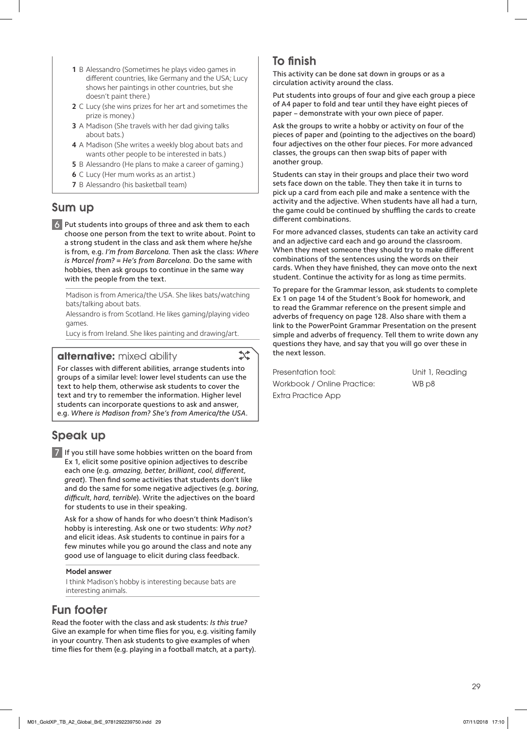1 B Alessandro (Sometimes he plays video games in different countries, like Germany and the USA; Lucy shows her paintings in other countries, but she doesn't paint there.)
2 C Lucy (she wins prizes for her art and sometimes the prize is money.)
3 A Madison (She travels with her dad giving talks about bats.)
4 A Madison (She writes a weekly blog about bats and wants other people to be interested in bats.)
5 B Alessandro (He plans to make a career of gaming.)
6 C Lucy (Her mum works as an artist.)
7 B Alessandro (his basketball team)

## Sum up

**6** Put students into groups of three and ask them to each choose one person from the text to write about. Point to a strong student in the class and ask them where he/she is from, e.g. *I'm from Barcelona.* Then ask the class: *Where is Marcel from? = He's from Barcelona.* Do the same with hobbies, then ask groups to continue in the same way with the people from the text.

Madison is from America/the USA. She likes bats/watching bats/talking about bats.
Alessandro is from Scotland. He likes gaming/playing video games.
Lucy is from Ireland. She likes painting and drawing/art.

**alternative:** mixed ability

For classes with different abilities, arrange students into groups of a similar level: lower level students can use the text to help them, otherwise ask students to cover the text and try to remember the information. Higher level students can incorporate questions to ask and answer, e.g. *Where is Madison from? She's from America/the USA*.

## Speak up

**7** If you still have some hobbies written on the board from Ex 1, elicit some positive opinion adjectives to describe each one (e.g. *amazing, better, brilliant, cool, different, great*). Then find some activities that students don't like and do the same for some negative adjectives (e.g. *boring, difficult, hard, terrible*). Write the adjectives on the board for students to use in their speaking.

Ask for a show of hands for who doesn't think Madison's hobby is interesting. Ask one or two students: *Why not?* and elicit ideas. Ask students to continue in pairs for a few minutes while you go around the class and note any good use of language to elicit during class feedback.

**Model answer**

I think Madison's hobby is interesting because bats are interesting animals.

## Fun footer

Read the footer with the class and ask students: *Is this true?* Give an example for when time flies for you, e.g. visiting family in your country. Then ask students to give examples of when time flies for them (e.g. playing in a football match, at a party).

## To finish

This activity can be done sat down in groups or as a circulation activity around the class.

Put students into groups of four and give each group a piece of A4 paper to fold and tear until they have eight pieces of paper – demonstrate with your own piece of paper.

Ask the groups to write a hobby or activity on four of the pieces of paper and (pointing to the adjectives on the board) four adjectives on the other four pieces. For more advanced classes, the groups can then swap bits of paper with another group.

Students can stay in their groups and place their two word sets face down on the table. They then take it in turns to pick up a card from each pile and make a sentence with the activity and the adjective. When students have all had a turn, the game could be continued by shuffling the cards to create different combinations.

For more advanced classes, students can take an activity card and an adjective card each and go around the classroom. When they meet someone they should try to make different combinations of the sentences using the words on their cards. When they have finished, they can move onto the next student. Continue the activity for as long as time permits.

To prepare for the Grammar lesson, ask students to complete Ex 1 on page 14 of the Student's Book for homework, and to read the Grammar reference on the present simple and adverbs of frequency on page 128. Also share with them a link to the PowerPoint Grammar Presentation on the present simple and adverbs of frequency. Tell them to write down any questions they have, and say that you will go over these in the next lesson.

| | |
|---|---|
| Presentation tool: | Unit 1, Reading |
| Workbook / Online Practice: | WB p8 |
| Extra Practice App | |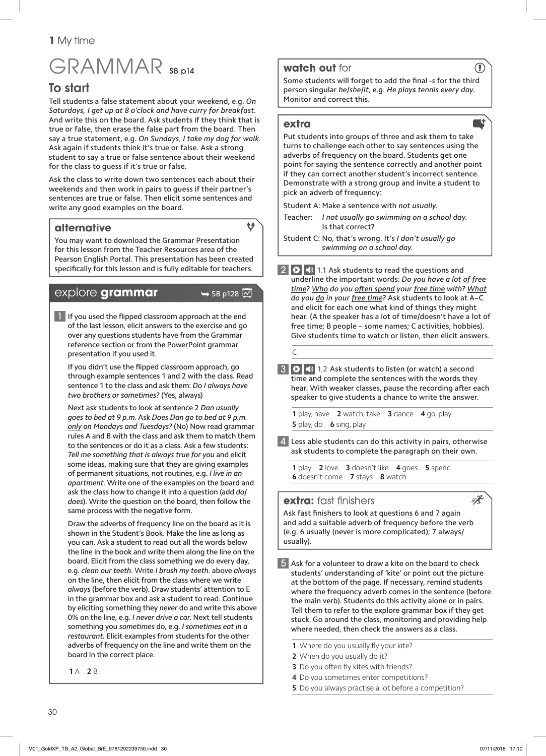1 My time

# GRAMMAR SB p14

## To start

Tell students a false statement about your weekend, e.g. *On Saturdays, I get up at 8 o'clock and have curry for breakfast.* And write this on the board. Ask students if they think that is true or false, then erase the false part from the board. Then say a true statement, e.g. *On Sundays, I take my dog for walk.* Ask again if students think it's true or false. Ask a strong student to say a true or false sentence about their weekend for the class to guess if it's true or false.

Ask the class to write down two sentences each about their weekends and then work in pairs to guess if their partner's sentences are true or false. Then elicit some sentences and write any good examples on the board.

### alternative

You may want to download the Grammar Presentation for this lesson from the Teacher Resources area of the Pearson English Portal. This presentation has been created specifically for this lesson and is fully editable for teachers.

### explore grammar ➥ SB p128

**1** If you used the flipped classroom approach at the end of the last lesson, elicit answers to the exercise and go over any questions students have from the Grammar reference section or from the PowerPoint grammar presentation if you used it.

If you didn't use the flipped classroom approach, go through example sentences 1 and 2 with the class. Read sentence 1 to the class and ask them: *Do I always have two brothers or sometimes?* (Yes, always)

Next ask students to look at sentence 2 *Dan usually goes to bed at 9 p.m.* Ask *Does Dan go to bed at 9 p.m. only on Mondays and Tuesdays?* (No) Now read grammar rules A and B with the class and ask them to match them to the sentences or do it as a class. Ask a few students: *Tell me something that is always true for you* and elicit some ideas, making sure that they are giving examples of permanent situations, not routines, e.g. *I live in an apartment.* Write one of the examples on the board and ask the class how to change it into a question (add *do*/*does*). Write the question on the board, then follow the same process with the negative form.

Draw the adverbs of frequency line on the board as it is shown in the Student's Book. Make the line as long as you can. Ask a student to read out all the words below the line in the book and write them along the line on the board. Elicit from the class something we do every day, e.g. *clean our teeth*. Write *I brush my teeth.* above *always* on the line, then elicit from the class where we write *always* (before the verb). Draw students' attention to E in the grammar box and ask a student to read. Continue by eliciting something they *never* do and write this above 0% on the line, e.g. *I never drive a car.* Next tell students something you *sometimes* do, e.g. *I sometimes eat in a restaurant.* Elicit examples from students for the other adverbs of frequency on the line and write them on the board in the correct place.

1 A 2 B

### watch out for

Some students will forget to add the final *-s* for the third person singular *he*/*she*/*it*, e.g. *He plays tennis every day.* Monitor and correct this.

### extra

Put students into groups of three and ask them to take turns to challenge each other to say sentences using the adverbs of frequency on the board. Students get one point for saying the sentence correctly and another point if they can correct another student's incorrect sentence. Demonstrate with a strong group and invite a student to pick an adverb of frequency:

Student A: Make a sentence with *not usually.*

Teacher: *I not usually go swimming on a school day.* Is that correct?

Student C: No, that's wrong. It's *I don't usually go swimming on a school day.*

**2** 1.1 Ask students to read the questions and underline the important words: *Do you <u>have a lot</u> of <u>free time</u>? <u>Who</u> do you <u>often spend</u> your <u>free time</u> with? <u>What</u> do you <u>do</u> in your <u>free time</u>?* Ask students to look at A–C and elicit for each one what kind of things they might hear. (A the speaker has a lot of time/doesn't have a lot of free time; B people – some names; C activities, hobbies). Give students time to watch or listen, then elicit answers.

C

**3** 1.2 Ask students to listen (or watch) a second time and complete the sentences with the words they hear. With weaker classes, pause the recording after each speaker to give students a chance to write the answer.

1 play, have 2 watch, take 3 dance 4 go, play
5 play, do 6 sing, play

**4** Less able students can do this activity in pairs, otherwise ask students to complete the paragraph on their own.

1 play 2 love 3 doesn't like 4 goes 5 spend
6 doesn't come 7 stays 8 watch

### extra: fast finishers

Ask fast finishers to look at questions 6 and 7 again and add a suitable adverb of frequency before the verb (e.g. 6 usually (never is more complicated); 7 always/usually).

**5** Ask for a volunteer to draw a kite on the board to check students' understanding of 'kite' or point out the picture at the bottom of the page. If necessary, remind students where the frequency adverb comes in the sentence (before the main verb). Students do this activity alone or in pairs. Tell them to refer to the explore grammar box if they get stuck. Go around the class, monitoring and providing help where needed, then check the answers as a class.

1 Where do you usually fly your kite?
2 When do you usually do it?
3 Do you often fly kites with friends?
4 Do you sometimes enter competitions?
5 Do you always practise a lot before a competition?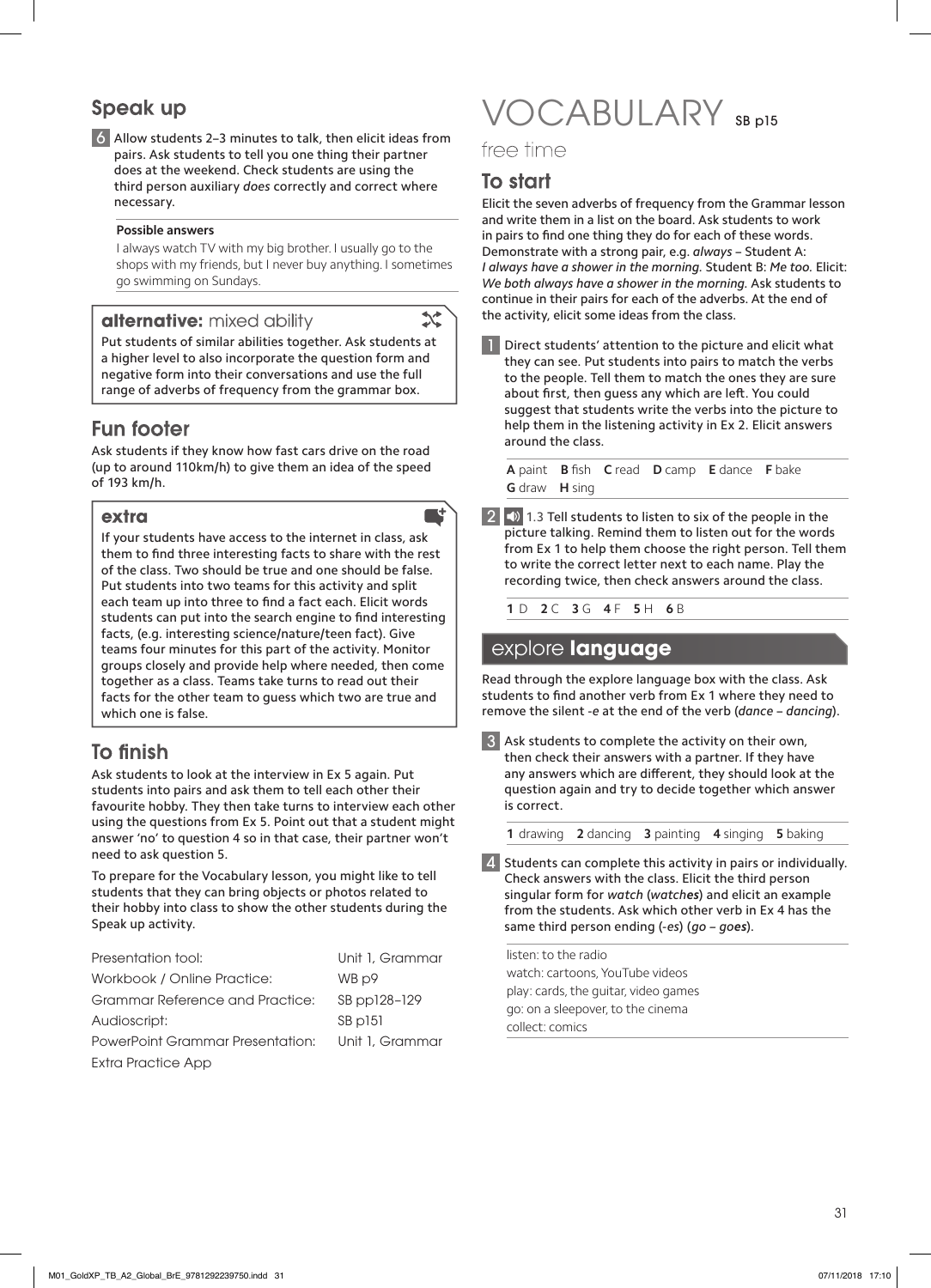## Speak up

**6** Allow students 2–3 minutes to talk, then elicit ideas from pairs. Ask students to tell you one thing their partner does at the weekend. Check students are using the third person auxiliary *does* correctly and correct where necessary.

**Possible answers**

I always watch TV with my big brother. I usually go to the shops with my friends, but I never buy anything. I sometimes go swimming on Sundays.

### alternative: mixed ability

Put students of similar abilities together. Ask students at a higher level to also incorporate the question form and negative form into their conversations and use the full range of adverbs of frequency from the grammar box.

## Fun footer

Ask students if they know how fast cars drive on the road (up to around 110km/h) to give them an idea of the speed of 193 km/h.

### extra

If your students have access to the internet in class, ask them to find three interesting facts to share with the rest of the class. Two should be true and one should be false. Put students into two teams for this activity and split each team up into three to find a fact each. Elicit words students can put into the search engine to find interesting facts, (e.g. interesting science/nature/teen fact). Give teams four minutes for this part of the activity. Monitor groups closely and provide help where needed, then come together as a class. Teams take turns to read out their facts for the other team to guess which two are true and which one is false.

## To finish

Ask students to look at the interview in Ex 5 again. Put students into pairs and ask them to tell each other their favourite hobby. They then take turns to interview each other using the questions from Ex 5. Point out that a student might answer 'no' to question 4 so in that case, their partner won't need to ask question 5.

To prepare for the Vocabulary lesson, you might like to tell students that they can bring objects or photos related to their hobby into class to show the other students during the Speak up activity.

| | |
|---|---|
| Presentation tool: | Unit 1, Grammar |
| Workbook / Online Practice: | WB p9 |
| Grammar Reference and Practice: | SB pp128–129 |
| Audioscript: | SB p151 |
| PowerPoint Grammar Presentation: | Unit 1, Grammar |
| Extra Practice App | |

# VOCABULARY SB p15

## free time

## To start

Elicit the seven adverbs of frequency from the Grammar lesson and write them in a list on the board. Ask students to work in pairs to find one thing they do for each of these words. Demonstrate with a strong pair, e.g. *always* – Student A: *I always have a shower in the morning.* Student B: *Me too.* Elicit: *We both always have a shower in the morning.* Ask students to continue in their pairs for each of the adverbs. At the end of the activity, elicit some ideas from the class.

**1** Direct students' attention to the picture and elicit what they can see. Put students into pairs to match the verbs to the people. Tell them to match the ones they are sure about first, then guess any which are left. You could suggest that students write the verbs into the picture to help them in the listening activity in Ex 2. Elicit answers around the class.

**A** paint **B** fish **C** read **D** camp **E** dance **F** bake **G** draw **H** sing

**2** 1.3 Tell students to listen to six of the people in the picture talking. Remind them to listen out for the words from Ex 1 to help them choose the right person. Tell them to write the correct letter next to each name. Play the recording twice, then check answers around the class.

**1** D **2** C **3** G **4** F **5** H **6** B

## explore language

Read through the explore language box with the class. Ask students to find another verb from Ex 1 where they need to remove the silent *-e* at the end of the verb (*dance – dancing*).

**3** Ask students to complete the activity on their own, then check their answers with a partner. If they have any answers which are different, they should look at the question again and try to decide together which answer is correct.

**1** drawing **2** dancing **3** painting **4** singing **5** baking

**4** Students can complete this activity in pairs or individually. Check answers with the class. Elicit the third person singular form for *watch* (*watches*) and elicit an example from the students. Ask which other verb in Ex 4 has the same third person ending (*-es*) (*go – goes*).

listen: to the radio
watch: cartoons, YouTube videos
play: cards, the guitar, video games
go: on a sleepover, to the cinema
collect: comics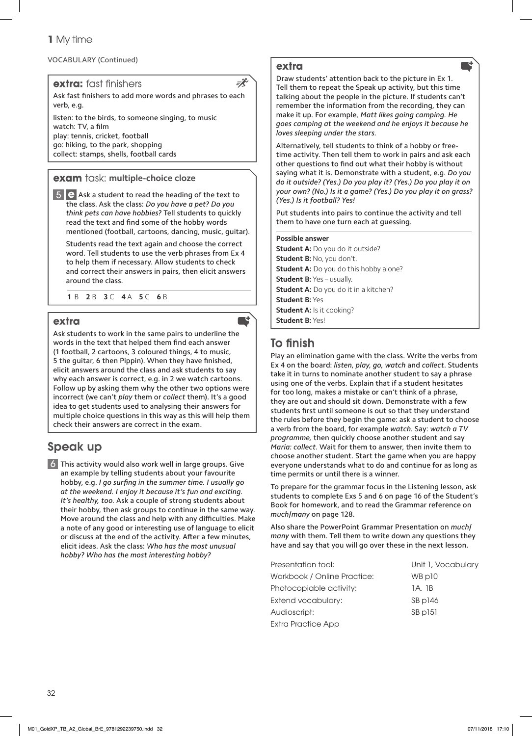VOCABULARY (Continued)

### extra: fast finishers

Ask fast finishers to add more words and phrases to each verb, e.g.

listen: to the birds, to someone singing, to music
watch: TV, a film
play: tennis, cricket, football
go: hiking, to the park, shopping
collect: stamps, shells, football cards

### exam task: multiple-choice cloze

**5** Ask a student to read the heading of the text to the class. Ask the class: *Do you have a pet? Do you think pets can have hobbies?* Tell students to quickly read the text and find some of the hobby words mentioned (football, cartoons, dancing, music, guitar).

Students read the text again and choose the correct word. Tell students to use the verb phrases from Ex 4 to help them if necessary. Allow students to check and correct their answers in pairs, then elicit answers around the class.

**1** B **2** B **3** C **4** A **5** C **6** B

### extra

Ask students to work in the same pairs to underline the words in the text that helped them find each answer (1 football, 2 cartoons, 3 coloured things, 4 to music, 5 the guitar, 6 then Pippin). When they have finished, elicit answers around the class and ask students to say why each answer is correct, e.g. in 2 we watch cartoons. Follow up by asking them why the other two options were incorrect (we can't *play* them or *collect* them). It's a good idea to get students used to analysing their answers for multiple choice questions in this way as this will help them check their answers are correct in the exam.

## Speak up

**6** This activity would also work well in large groups. Give an example by telling students about your favourite hobby, e.g. *I go surfing in the summer time. I usually go at the weekend. I enjoy it because it's fun and exciting. It's healthy, too.* Ask a couple of strong students about their hobby, then ask groups to continue in the same way. Move around the class and help with any difficulties. Make a note of any good or interesting use of language to elicit or discuss at the end of the activity. After a few minutes, elicit ideas. Ask the class: *Who has the most unusual hobby? Who has the most interesting hobby?*

### extra

Draw students' attention back to the picture in Ex 1. Tell them to repeat the Speak up activity, but this time talking about the people in the picture. If students can't remember the information from the recording, they can make it up. For example, *Matt likes going camping. He goes camping at the weekend and he enjoys it because he loves sleeping under the stars.*

Alternatively, tell students to think of a hobby or free-time activity. Then tell them to work in pairs and ask each other questions to find out what their hobby is without saying what it is. Demonstrate with a student, e.g. *Do you do it outside? (Yes.) Do you play it? (Yes.) Do you play it on your own? (No.) Is it a game? (Yes.) Do you play it on grass? (Yes.) Is it football? Yes!*

Put students into pairs to continue the activity and tell them to have one turn each at guessing.

**Possible answer**

**Student A:** Do you do it outside?
**Student B:** No, you don't.
**Student A:** Do you do this hobby alone?
**Student B:** Yes – usually.
**Student A:** Do you do it in a kitchen?
**Student B:** Yes
**Student A:** Is it cooking?
**Student B:** Yes!

## To finish

Play an elimination game with the class. Write the verbs from Ex 4 on the board: *listen, play, go, watch* and *collect*. Students take it in turns to nominate another student to say a phrase using one of the verbs. Explain that if a student hesitates for too long, makes a mistake or can't think of a phrase, they are out and should sit down. Demonstrate with a few students first until someone is out so that they understand the rules before they begin the game: ask a student to choose a verb from the board, for example *watch*. Say: *watch a TV programme,* then quickly choose another student and say *Maria: collect*. Wait for them to answer, then invite them to choose another student. Start the game when you are happy everyone understands what to do and continue for as long as time permits or until there is a winner.

To prepare for the grammar focus in the Listening lesson, ask students to complete Exs 5 and 6 on page 16 of the Student's Book for homework, and to read the Grammar reference on *much/many* on page 128.

Also share the PowerPoint Grammar Presentation on *much/many* with them. Tell them to write down any questions they have and say that you will go over these in the next lesson.

| | |
|---|---|
| Presentation tool: | Unit 1, Vocabulary |
| Workbook / Online Practice: | WB p10 |
| Photocopiable activity: | 1A, 1B |
| Extend vocabulary: | SB p146 |
| Audioscript: | SB p151 |
| Extra Practice App | |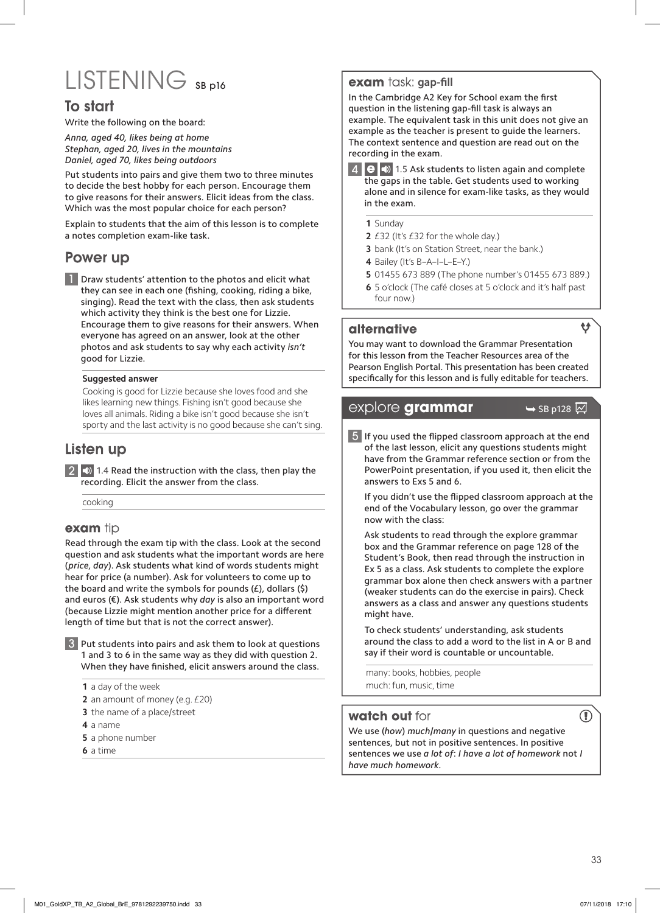# LISTENING SB p16

## To start

Write the following on the board:

*Anna, aged 40, likes being at home*
*Stephan, aged 20, lives in the mountains*
*Daniel, aged 70, likes being outdoors*

Put students into pairs and give them two to three minutes to decide the best hobby for each person. Encourage them to give reasons for their answers. Elicit ideas from the class. Which was the most popular choice for each person?

Explain to students that the aim of this lesson is to complete a notes completion exam-like task.

## Power up

**1** Draw students' attention to the photos and elicit what they can see in each one (fishing, cooking, riding a bike, singing). Read the text with the class, then ask students which activity they think is the best one for Lizzie. Encourage them to give reasons for their answers. When everyone has agreed on an answer, look at the other photos and ask students to say why each activity *isn't* good for Lizzie.

**Suggested answer**

Cooking is good for Lizzie because she loves food and she likes learning new things. Fishing isn't good because she loves all animals. Riding a bike isn't good because she isn't sporty and the last activity is no good because she can't sing.

## Listen up

**2** 1.4 Read the instruction with the class, then play the recording. Elicit the answer from the class.

cooking

### exam tip

Read through the exam tip with the class. Look at the second question and ask students what the important words are here (*price*, *day*). Ask students what kind of words students might hear for price (a number). Ask for volunteers to come up to the board and write the symbols for pounds (£), dollars ($) and euros (€). Ask students why *day* is also an important word (because Lizzie might mention another price for a different length of time but that is not the correct answer).

**3** Put students into pairs and ask them to look at questions 1 and 3 to 6 in the same way as they did with question 2. When they have finished, elicit answers around the class.

1 a day of the week
2 an amount of money (e.g. £20)
3 the name of a place/street
4 a name
5 a phone number
6 a time

### exam task: gap-fill

In the Cambridge A2 Key for School exam the first question in the listening gap-fill task is always an example. The equivalent task in this unit does not give an example as the teacher is present to guide the learners. The context sentence and question are read out on the recording in the exam.

**4** 1.5 Ask students to listen again and complete the gaps in the table. Get students used to working alone and in silence for exam-like tasks, as they would in the exam.

1 Sunday
2 £32 (It's £32 for the whole day.)
3 bank (It's on Station Street, near the bank.)
4 Bailey (It's B–A–I–L–E–Y.)
5 01455 673 889 (The phone number's 01455 673 889.)
6 5 o'clock (The café closes at 5 o'clock and it's half past four now.)

### alternative

You may want to download the Grammar Presentation for this lesson from the Teacher Resources area of the Pearson English Portal. This presentation has been created specifically for this lesson and is fully editable for teachers.

## explore grammar ➥ SB p128

**5** If you used the flipped classroom approach at the end of the last lesson, elicit any questions students might have from the Grammar reference section or from the PowerPoint presentation, if you used it, then elicit the answers to Exs 5 and 6.

If you didn't use the flipped classroom approach at the end of the Vocabulary lesson, go over the grammar now with the class:

Ask students to read through the explore grammar box and the Grammar reference on page 128 of the Student's Book, then read through the instruction in Ex 5 as a class. Ask students to complete the explore grammar box alone then check answers with a partner (weaker students can do the exercise in pairs). Check answers as a class and answer any questions students might have.

To check students' understanding, ask students around the class to add a word to the list in A or B and say if their word is countable or uncountable.

many: books, hobbies, people
much: fun, music, time

### watch out for

We use (*how*) *much*/*many* in questions and negative sentences, but not in positive sentences. In positive sentences we use *a lot of*: *I have a lot of homework* not *I have much homework*.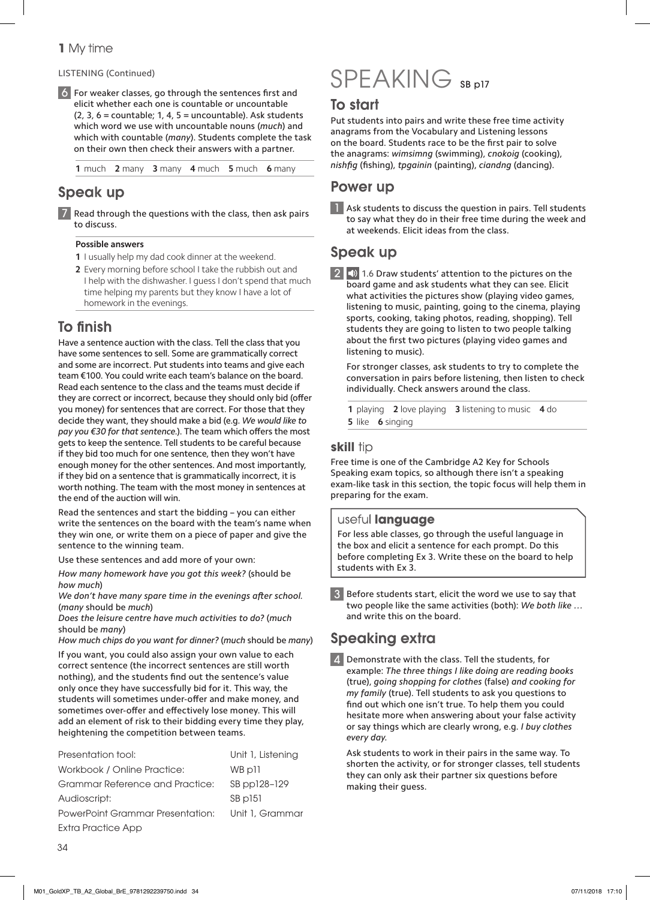LISTENING (Continued)

**6** For weaker classes, go through the sentences first and elicit whether each one is countable or uncountable (2, 3, 6 = countable; 1, 4, 5 = uncountable). Ask students which word we use with uncountable nouns (*much*) and which with countable (*many*). Students complete the task on their own then check their answers with a partner.

**1** much **2** many **3** many **4** much **5** much **6** many

## Speak up

**7** Read through the questions with the class, then ask pairs to discuss.

**Possible answers**

1. I usually help my dad cook dinner at the weekend.
2. Every morning before school I take the rubbish out and I help with the dishwasher. I guess I don't spend that much time helping my parents but they know I have a lot of homework in the evenings.

## To finish

Have a sentence auction with the class. Tell the class that you have some sentences to sell. Some are grammatically correct and some are incorrect. Put students into teams and give each team €100. You could write each team's balance on the board. Read each sentence to the class and the teams must decide if they are correct or incorrect, because they should only bid (offer you money) for sentences that are correct. For those that they decide they want, they should make a bid (e.g. *We would like to pay you €30 for that sentence.*). The team which offers the most gets to keep the sentence. Tell students to be careful because if they bid too much for one sentence, then they won't have enough money for the other sentences. And most importantly, if they bid on a sentence that is grammatically incorrect, it is worth nothing. The team with the most money in sentences at the end of the auction will win.

Read the sentences and start the bidding – you can either write the sentences on the board with the team's name when they win one, or write them on a piece of paper and give the sentence to the winning team.

Use these sentences and add more of your own:

*How many homework have you got this week?* (should be *how much*)
*We don't have many spare time in the evenings after school.* (*many* should be *much*)
*Does the leisure centre have much activities to do?* (*much* should be *many*)
*How much chips do you want for dinner?* (*much* should be *many*)

If you want, you could also assign your own value to each correct sentence (the incorrect sentences are still worth nothing), and the students find out the sentence's value only once they have successfully bid for it. This way, the students will sometimes under-offer and make money, and sometimes over-offer and effectively lose money. This will add an element of risk to their bidding every time they play, heightening the competition between teams.

| | |
|---|---|
| Presentation tool: | Unit 1, Listening |
| Workbook / Online Practice: | WB p11 |
| Grammar Reference and Practice: | SB pp128–129 |
| Audioscript: | SB p151 |
| PowerPoint Grammar Presentation: | Unit 1, Grammar |
| Extra Practice App | |

# SPEAKING SB p17

## To start

Put students into pairs and write these free time activity anagrams from the Vocabulary and Listening lessons on the board. Students race to be the first pair to solve the anagrams: *wimsimng* (swimming), *cnokoig* (cooking), *nishfig* (fishing), *tpgainin* (painting), *ciandng* (dancing).

## Power up

**1** Ask students to discuss the question in pairs. Tell students to say what they do in their free time during the week and at weekends. Elicit ideas from the class.

## Speak up

**2** 1.6 Draw students' attention to the pictures on the board game and ask students what they can see. Elicit what activities the pictures show (playing video games, listening to music, painting, going to the cinema, playing sports, cooking, taking photos, reading, shopping). Tell students they are going to listen to two people talking about the first two pictures (playing video games and listening to music).

For stronger classes, ask students to try to complete the conversation in pairs before listening, then listen to check individually. Check answers around the class.

**1** playing **2** love playing **3** listening to music **4** do **5** like **6** singing

### skill tip

Free time is one of the Cambridge A2 Key for Schools Speaking exam topics, so although there isn't a speaking exam-like task in this section, the topic focus will help them in preparing for the exam.

### useful language

For less able classes, go through the useful language in the box and elicit a sentence for each prompt. Do this before completing Ex 3. Write these on the board to help students with Ex 3.

**3** Before students start, elicit the word we use to say that two people like the same activities (both): *We both like …* and write this on the board.

## Speaking extra

**4** Demonstrate with the class. Tell the students, for example: *The three things I like doing are reading books* (true), *going shopping for clothes* (false) *and cooking for my family* (true). Tell students to ask you questions to find out which one isn't true. To help them you could hesitate more when answering about your false activity or say things which are clearly wrong, e.g. *I buy clothes every day.*

Ask students to work in their pairs in the same way. To shorten the activity, or for stronger classes, tell students they can only ask their partner six questions before making their guess.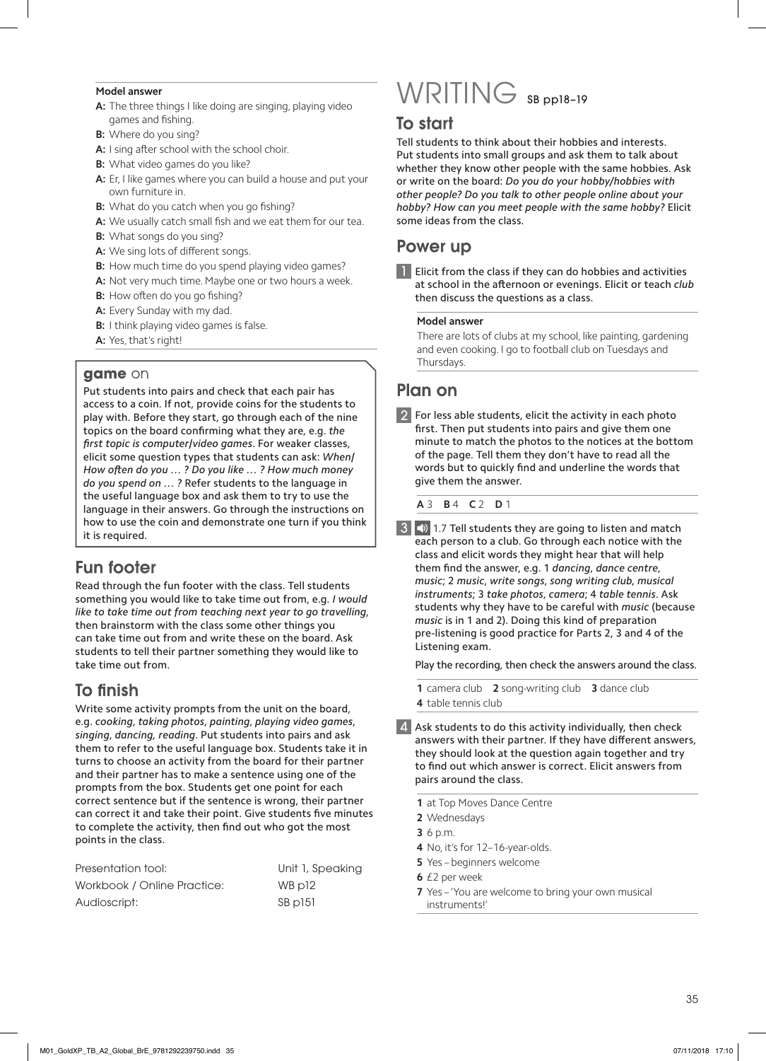**Model answer**

**A:** The three things I like doing are singing, playing video games and fishing.
**B:** Where do you sing?
**A:** I sing after school with the school choir.
**B:** What video games do you like?
**A:** Er, I like games where you can build a house and put your own furniture in.
**B:** What do you catch when you go fishing?
**A:** We usually catch small fish and we eat them for our tea.
**B:** What songs do you sing?
**A:** We sing lots of different songs.
**B:** How much time do you spend playing video games?
**A:** Not very much time. Maybe one or two hours a week.
**B:** How often do you go fishing?
**A:** Every Sunday with my dad.
**B:** I think playing video games is false.
**A:** Yes, that's right!

### game on

Put students into pairs and check that each pair has access to a coin. If not, provide coins for the students to play with. Before they start, go through each of the nine topics on the board confirming what they are, e.g. *the first topic is computer/video games*. For weaker classes, elicit some question types that students can ask: *When/How often do you … ? Do you like … ? How much money do you spend on … ?* Refer students to the language in the useful language box and ask them to try to use the language in their answers. Go through the instructions on how to use the coin and demonstrate one turn if you think it is required.

## Fun footer

Read through the fun footer with the class. Tell students something you would like to take time out from, e.g. *I would like to take time out from teaching next year to go travelling*, then brainstorm with the class some other things you can take time out from and write these on the board. Ask students to tell their partner something they would like to take time out from.

## To finish

Write some activity prompts from the unit on the board, e.g. *cooking*, *taking photos*, *painting*, *playing video games*, *singing*, *dancing, reading*. Put students into pairs and ask them to refer to the useful language box. Students take it in turns to choose an activity from the board for their partner and their partner has to make a sentence using one of the prompts from the box. Students get one point for each correct sentence but if the sentence is wrong, their partner can correct it and take their point. Give students five minutes to complete the activity, then find out who got the most points in the class.

| | |
|---|---|
| Presentation tool: | Unit 1, Speaking |
| Workbook / Online Practice: | WB p12 |
| Audioscript: | SB p151 |

# WRITING SB pp18–19

## To start

Tell students to think about their hobbies and interests. Put students into small groups and ask them to talk about whether they know other people with the same hobbies. Ask or write on the board: *Do you do your hobby/hobbies with other people? Do you talk to other people online about your hobby? How can you meet people with the same hobby?* Elicit some ideas from the class.

## Power up

**1** Elicit from the class if they can do hobbies and activities at school in the afternoon or evenings. Elicit or teach *club* then discuss the questions as a class.

**Model answer**

There are lots of clubs at my school, like painting, gardening and even cooking. I go to football club on Tuesdays and Thursdays.

## Plan on

**2** For less able students, elicit the activity in each photo first. Then put students into pairs and give them one minute to match the photos to the notices at the bottom of the page. Tell them they don't have to read all the words but to quickly find and underline the words that give them the answer.

**A** 3 **B** 4 **C** 2 **D** 1

**3** 1.7 Tell students they are going to listen and match each person to a club. Go through each notice with the class and elicit words they might hear that will help them find the answer, e.g. 1 *dancing*, *dance centre*, *music*; 2 *music*, *write songs*, *song writing club*, *musical instruments*; 3 *take photos*, *camera*; 4 *table tennis*. Ask students why they have to be careful with *music* (because *music* is in 1 and 2). Doing this kind of preparation pre-listening is good practice for Parts 2, 3 and 4 of the Listening exam.

Play the recording, then check the answers around the class.

**1** camera club **2** song-writing club **3** dance club
**4** table tennis club

**4** Ask students to do this activity individually, then check answers with their partner. If they have different answers, they should look at the question again together and try to find out which answer is correct. Elicit answers from pairs around the class.

**1** at Top Moves Dance Centre
**2** Wednesdays
**3** 6 p.m.
**4** No, it's for 12–16-year-olds.
**5** Yes – beginners welcome
**6** £2 per week
**7** Yes – 'You are welcome to bring your own musical instruments!'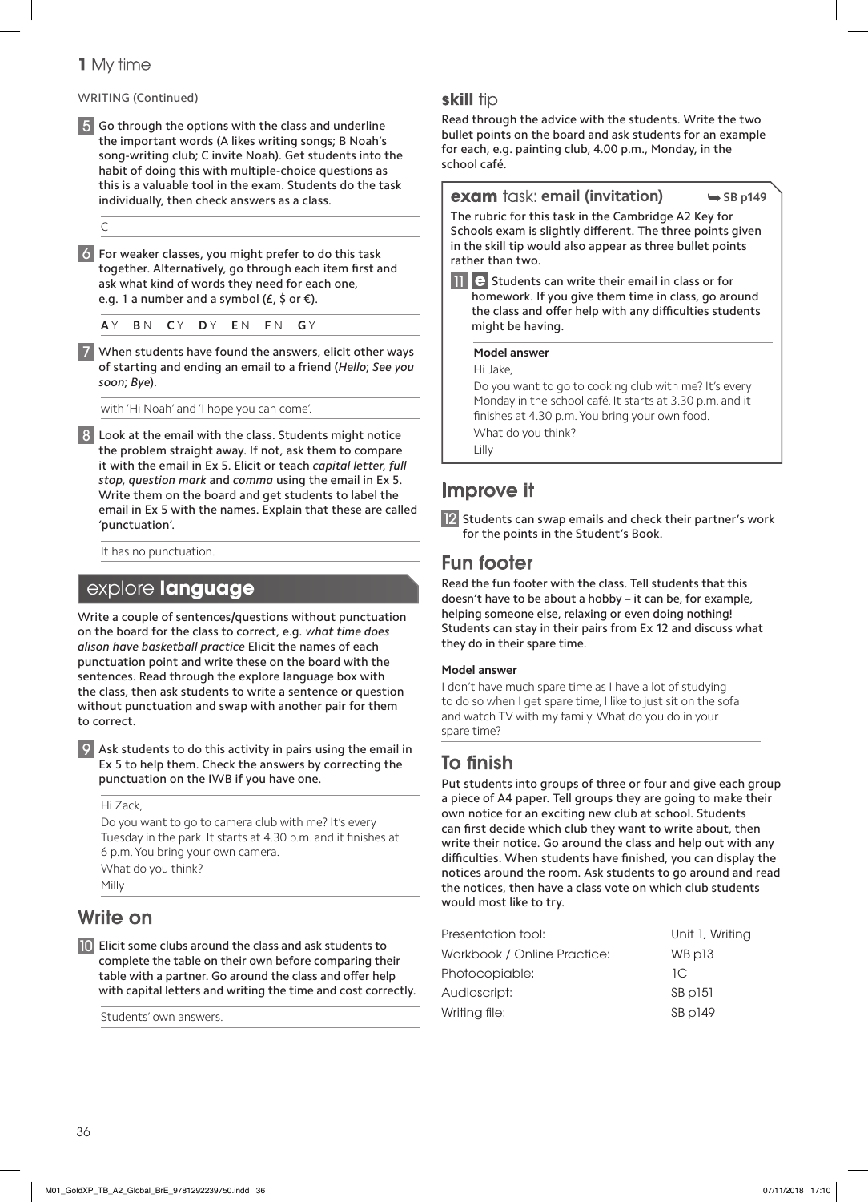# 1 My time

WRITING (Continued)

**5** Go through the options with the class and underline the important words (A likes writing songs; B Noah's song-writing club; C invite Noah). Get students into the habit of doing this with multiple-choice questions as this is a valuable tool in the exam. Students do the task individually, then check answers as a class.

C

**6** For weaker classes, you might prefer to do this task together. Alternatively, go through each item first and ask what kind of words they need for each one, e.g. 1 a number and a symbol (£, $ or €).

**A** Y **B** N **C** Y **D** Y **E** N **F** N **G** Y

**7** When students have found the answers, elicit other ways of starting and ending an email to a friend (*Hello*; *See you soon*; *Bye*).

with 'Hi Noah' and 'I hope you can come'.

**8** Look at the email with the class. Students might notice the problem straight away. If not, ask them to compare it with the email in Ex 5. Elicit or teach *capital letter, full stop*, *question mark* and *comma* using the email in Ex 5. Write them on the board and get students to label the email in Ex 5 with the names. Explain that these are called 'punctuation'.

It has no punctuation.

## explore language

Write a couple of sentences/questions without punctuation on the board for the class to correct, e.g. *what time does alison have basketball practice* Elicit the names of each punctuation point and write these on the board with the sentences. Read through the explore language box with the class, then ask students to write a sentence or question without punctuation and swap with another pair for them to correct.

**9** Ask students to do this activity in pairs using the email in Ex 5 to help them. Check the answers by correcting the punctuation on the IWB if you have one.

Hi Zack,
Do you want to go to camera club with me? It's every Tuesday in the park. It starts at 4.30 p.m. and it finishes at 6 p.m. You bring your own camera.
What do you think?
Milly

## Write on

**10** Elicit some clubs around the class and ask students to complete the table on their own before comparing their table with a partner. Go around the class and offer help with capital letters and writing the time and cost correctly.

Students' own answers.

## skill tip

Read through the advice with the students. Write the two bullet points on the board and ask students for an example for each, e.g. painting club, 4.00 p.m., Monday, in the school café.

## exam task: email (invitation) ➥ SB p149

The rubric for this task in the Cambridge A2 Key for Schools exam is slightly different. The three points given in the skill tip would also appear as three bullet points rather than two.

**11** e Students can write their email in class or for homework. If you give them time in class, go around the class and offer help with any difficulties students might be having.

**Model answer**

Hi Jake,
Do you want to go to cooking club with me? It's every Monday in the school café. It starts at 3.30 p.m. and it finishes at 4.30 p.m. You bring your own food.
What do you think?
Lilly

## Improve it

**12** Students can swap emails and check their partner's work for the points in the Student's Book.

## Fun footer

Read the fun footer with the class. Tell students that this doesn't have to be about a hobby – it can be, for example, helping someone else, relaxing or even doing nothing! Students can stay in their pairs from Ex 12 and discuss what they do in their spare time.

**Model answer**

I don't have much spare time as I have a lot of studying to do so when I get spare time, I like to just sit on the sofa and watch TV with my family. What do you do in your spare time?

## To finish

Put students into groups of three or four and give each group a piece of A4 paper. Tell groups they are going to make their own notice for an exciting new club at school. Students can first decide which club they want to write about, then write their notice. Go around the class and help out with any difficulties. When students have finished, you can display the notices around the room. Ask students to go around and read the notices, then have a class vote on which club students would most like to try.

| | |
|---|---|
| Presentation tool: | Unit 1, Writing |
| Workbook / Online Practice: | WB p13 |
| Photocopiable: | 1C |
| Audioscript: | SB p151 |
| Writing file: | SB p149 |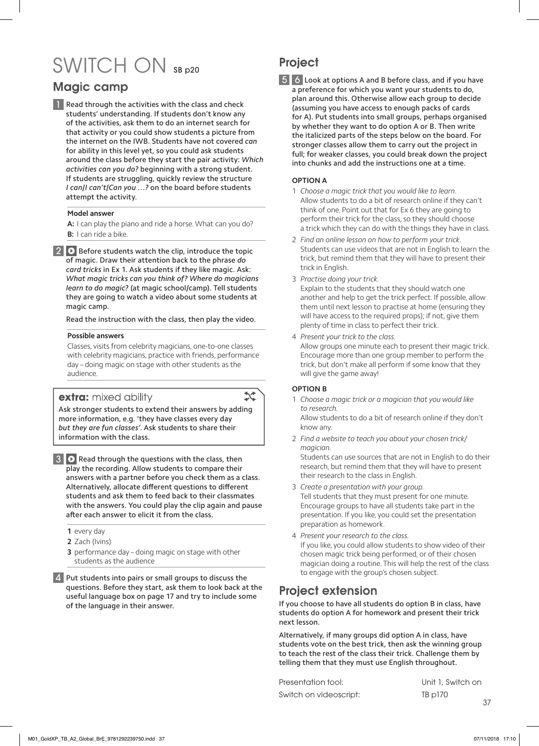# SWITCH ON SB p20

## Magic camp

**1** Read through the activities with the class and check students' understanding. If students don't know any of the activities, ask them to do an internet search for that activity or you could show students a picture from the internet on the IWB. Students have not covered *can* for ability in this level yet, so you could ask students around the class before they start the pair activity: *Which activities can you do?* beginning with a strong student. If students are struggling, quickly review the structure *I can/I can't/Can you …?* on the board before students attempt the activity.

**Model answer**

**A:** I can play the piano and ride a horse. What can you do?
**B:** I can ride a bike.

**2** Before students watch the clip, introduce the topic of magic. Draw their attention back to the phrase *do card tricks* in Ex 1. Ask students if they like magic. Ask: *What magic tricks can you think of? Where do magicians learn to do magic?* (at magic school/camp). Tell students they are going to watch a video about some students at magic camp.

Read the instruction with the class, then play the video.

**Possible answers**

Classes, visits from celebrity magicians, one-to-one classes with celebrity magicians, practice with friends, performance day – doing magic on stage with other students as the audience.

**extra:** mixed ability

Ask stronger students to extend their answers by adding more information, e.g. 'they have classes every day *but they are fun classes*'. Ask students to share their information with the class.

**3** Read through the questions with the class, then play the recording. Allow students to compare their answers with a partner before you check them as a class. Alternatively, allocate different questions to different students and ask them to feed back to their classmates with the answers. You could play the clip again and pause after each answer to elicit it from the class.

**1** every day
**2** Zach (Ivins)
**3** performance day – doing magic on stage with other students as the audience

**4** Put students into pairs or small groups to discuss the questions. Before they start, ask them to look back at the useful language box on page 17 and try to include some of the language in their answer.

## Project

**5 6** Look at options A and B before class, and if you have a preference for which you want your students to do, plan around this. Otherwise allow each group to decide (assuming you have access to enough packs of cards for A). Put students into small groups, perhaps organised by whether they want to do option A or B. Then write the italicized parts of the steps below on the board. For stronger classes allow them to carry out the project in full; for weaker classes, you could break down the project into chunks and add the instructions one at a time.

**OPTION A**

1 *Choose a magic trick that you would like to learn.*
Allow students to do a bit of research online if they can't think of one. Point out that for Ex 6 they are going to perform their trick for the class, so they should choose a trick which they can do with the things they have in class.

2 *Find an online lesson on how to perform your trick.*
Students can use videos that are not in English to learn the trick, but remind them that they will have to present their trick in English.

3 *Practise doing your trick.*
Explain to the students that they should watch one another and help to get the trick perfect. If possible, allow them until next lesson to practise at home (ensuring they will have access to the required props); if not, give them plenty of time in class to perfect their trick.

4 *Present your trick to the class.*
Allow groups one minute each to present their magic trick. Encourage more than one group member to perform the trick, but don't make all perform if some know that they will give the game away!

**OPTION B**

1 *Choose a magic trick or a magician that you would like to research.*
Allow students to do a bit of research online if they don't know any.

2 *Find a website to teach you about your chosen trick/magician.*
Students can use sources that are not in English to do their research, but remind them that they will have to present their research to the class in English.

3 *Create a presentation with your group.*
Tell students that they must present for one minute. Encourage groups to have all students take part in the presentation. If you like, you could set the presentation preparation as homework.

4 *Present your research to the class.*
If you like, you could allow students to show video of their chosen magic trick being performed, or of their chosen magician doing a routine. This will help the rest of the class to engage with the group's chosen subject.

## Project extension

If you choose to have all students do option B in class, have students do option A for homework and present their trick next lesson.

Alternatively, if many groups did option A in class, have students vote on the best trick, then ask the winning group to teach the rest of the class their trick. Challenge them by telling them that they must use English throughout.

| | |
|---|---|
| Presentation tool: | Unit 1, Switch on |
| Switch on videoscript: | TB p170 |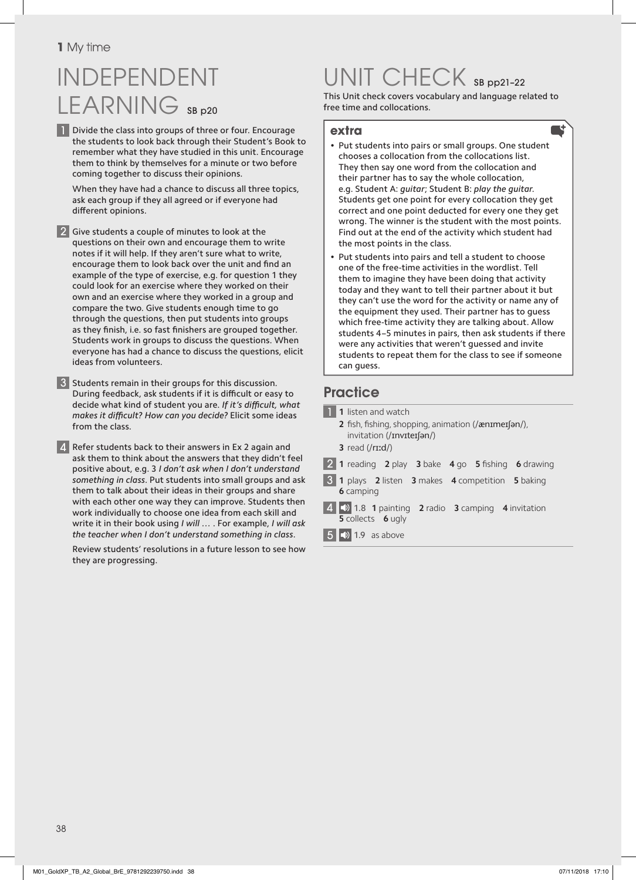# INDEPENDENT LEARNING SB p20

1 Divide the class into groups of three or four. Encourage the students to look back through their Student's Book to remember what they have studied in this unit. Encourage them to think by themselves for a minute or two before coming together to discuss their opinions.

When they have had a chance to discuss all three topics, ask each group if they all agreed or if everyone had different opinions.

2 Give students a couple of minutes to look at the questions on their own and encourage them to write notes if it will help. If they aren't sure what to write, encourage them to look back over the unit and find an example of the type of exercise, e.g. for question 1 they could look for an exercise where they worked on their own and an exercise where they worked in a group and compare the two. Give students enough time to go through the questions, then put students into groups as they finish, i.e. so fast finishers are grouped together. Students work in groups to discuss the questions. When everyone has had a chance to discuss the questions, elicit ideas from volunteers.

3 Students remain in their groups for this discussion. During feedback, ask students if it is difficult or easy to decide what kind of student you are. *If it's difficult, what makes it difficult? How can you decide?* Elicit some ideas from the class.

4 Refer students back to their answers in Ex 2 again and ask them to think about the answers that they didn't feel positive about, e.g. 3 *I don't ask when I don't understand something in class*. Put students into small groups and ask them to talk about their ideas in their groups and share with each other one way they can improve. Students then work individually to choose one idea from each skill and write it in their book using *I will …* . For example, *I will ask the teacher when I don't understand something in class*.

Review students' resolutions in a future lesson to see how they are progressing.

# UNIT CHECK SB pp21–22

This Unit check covers vocabulary and language related to free time and collocations.

## extra

- Put students into pairs or small groups. One student chooses a collocation from the collocations list. They then say one word from the collocation and their partner has to say the whole collocation, e.g. Student A: *guitar*; Student B: *play the guitar*. Students get one point for every collocation they get correct and one point deducted for every one they get wrong. The winner is the student with the most points. Find out at the end of the activity which student had the most points in the class.
- Put students into pairs and tell a student to choose one of the free-time activities in the wordlist. Tell them to imagine they have been doing that activity today and they want to tell their partner about it but they can't use the word for the activity or name any of the equipment they used. Their partner has to guess which free-time activity they are talking about. Allow students 4–5 minutes in pairs, then ask students if there were any activities that weren't guessed and invite students to repeat them for the class to see if someone can guess.

## Practice

1 **1** listen and watch
**2** fish, fishing, shopping, animation (/ænɪmeɪʃən/), invitation (/ɪnvɪteɪʃən/)
**3** read (/riːd/)

2 **1** reading **2** play **3** bake **4** go **5** fishing **6** drawing

3 **1** plays **2** listen **3** makes **4** competition **5** baking **6** camping

4 1.8 **1** painting **2** radio **3** camping **4** invitation **5** collects **6** ugly

5 1.9 as above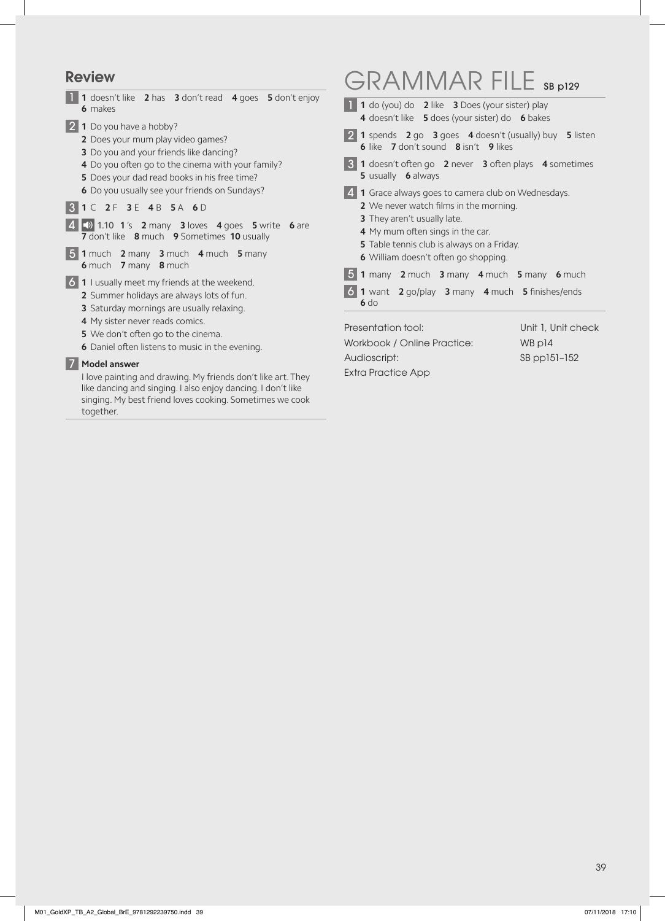## Review

**1** **1** doesn't like **2** has **3** don't read **4** goes **5** don't enjoy **6** makes

**2**
**1** Do you have a hobby?
**2** Does your mum play video games?
**3** Do you and your friends like dancing?
**4** Do you often go to the cinema with your family?
**5** Does your dad read books in his free time?
**6** Do you usually see your friends on Sundays?

**3** **1** C **2** F **3** E **4** B **5** A **6** D

**4** 1.10 **1** 's **2** many **3** loves **4** goes **5** write **6** are **7** don't like **8** much **9** Sometimes **10** usually

**5** **1** much **2** many **3** much **4** much **5** many **6** much **7** many **8** much

**6**
**1** I usually meet my friends at the weekend.
**2** Summer holidays are always lots of fun.
**3** Saturday mornings are usually relaxing.
**4** My sister never reads comics.
**5** We don't often go to the cinema.
**6** Daniel often listens to music in the evening.

**7** **Model answer**
I love painting and drawing. My friends don't like art. They like dancing and singing. I also enjoy dancing. I don't like singing. My best friend loves cooking. Sometimes we cook together.

# GRAMMAR FILE SB p129

**1** **1** do (you) do **2** like **3** Does (your sister) play **4** doesn't like **5** does (your sister) do **6** bakes

**2** **1** spends **2** go **3** goes **4** doesn't (usually) buy **5** listen **6** like **7** don't sound **8** isn't **9** likes

**3** **1** doesn't often go **2** never **3** often plays **4** sometimes **5** usually **6** always

**4**
**1** Grace always goes to camera club on Wednesdays.
**2** We never watch films in the morning.
**3** They aren't usually late.
**4** My mum often sings in the car.
**5** Table tennis club is always on a Friday.
**6** William doesn't often go shopping.

**5** **1** many **2** much **3** many **4** much **5** many **6** much

**6** **1** want **2** go/play **3** many **4** much **5** finishes/ends **6** do

| | |
|---|---|
| Presentation tool: | Unit 1, Unit check |
| Workbook / Online Practice: | WB p14 |
| Audioscript: | SB pp151–152 |
| Extra Practice App | |